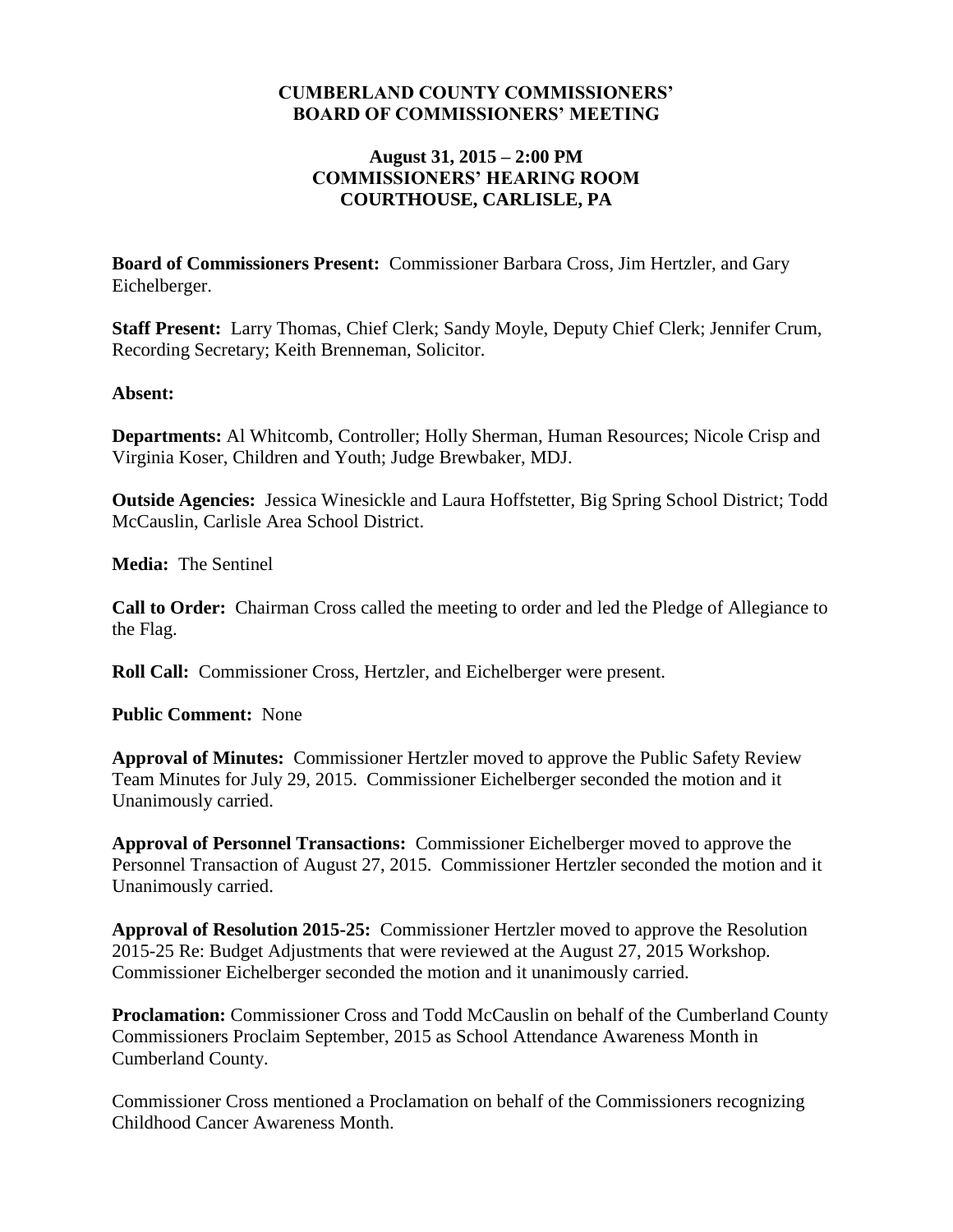# CUMBERLAND COUNTY COMMISSIONERS' BOARD OF COMMISSIONERS' MEETING

## August 31, 2015 – 2:00 PM COMMISSIONERS' HEARING ROOM COURTHOUSE, CARLISLE, PA

**Board of Commissioners Present:** Commissioner Barbara Cross, Jim Hertzler, and Gary Eichelberger.

**Staff Present:** Larry Thomas, Chief Clerk; Sandy Moyle, Deputy Chief Clerk; Jennifer Crum, Recording Secretary; Keith Brenneman, Solicitor.

**Absent:**

**Departments:** Al Whitcomb, Controller; Holly Sherman, Human Resources; Nicole Crisp and Virginia Koser, Children and Youth; Judge Brewbaker, MDJ.

**Outside Agencies:** Jessica Winesickle and Laura Hoffstetter, Big Spring School District; Todd McCauslin, Carlisle Area School District.

**Media:** The Sentinel

**Call to Order:** Chairman Cross called the meeting to order and led the Pledge of Allegiance to the Flag.

**Roll Call:** Commissioner Cross, Hertzler, and Eichelberger were present.

**Public Comment:** None

**Approval of Minutes:** Commissioner Hertzler moved to approve the Public Safety Review Team Minutes for July 29, 2015. Commissioner Eichelberger seconded the motion and it Unanimously carried.

**Approval of Personnel Transactions:** Commissioner Eichelberger moved to approve the Personnel Transaction of August 27, 2015. Commissioner Hertzler seconded the motion and it Unanimously carried.

**Approval of Resolution 2015-25:** Commissioner Hertzler moved to approve the Resolution 2015-25 Re: Budget Adjustments that were reviewed at the August 27, 2015 Workshop. Commissioner Eichelberger seconded the motion and it unanimously carried.

**Proclamation:** Commissioner Cross and Todd McCauslin on behalf of the Cumberland County Commissioners Proclaim September, 2015 as School Attendance Awareness Month in Cumberland County.

Commissioner Cross mentioned a Proclamation on behalf of the Commissioners recognizing Childhood Cancer Awareness Month.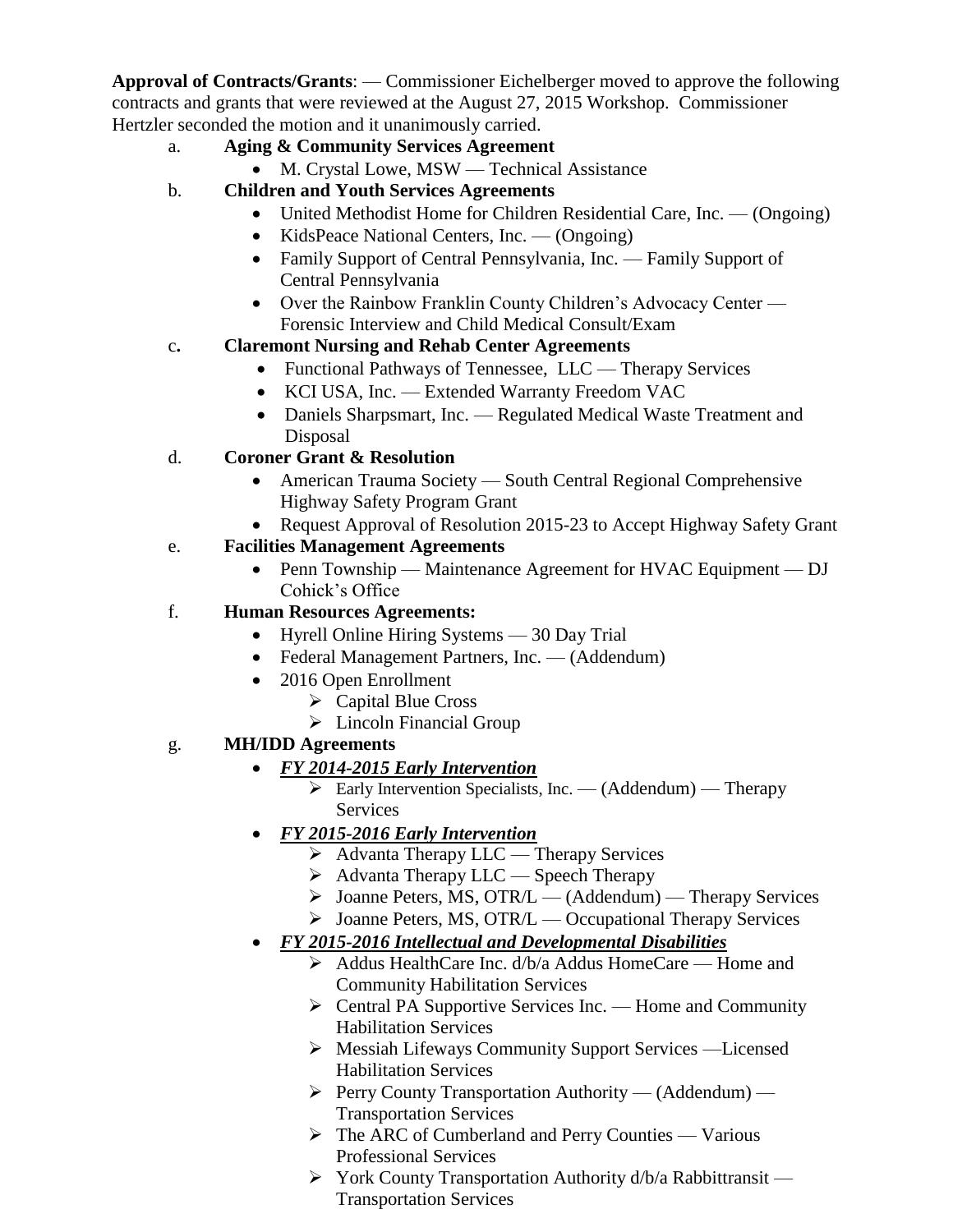**Approval of Contracts/Grants**: — Commissioner Eichelberger moved to approve the following contracts and grants that were reviewed at the August 27, 2015 Workshop. Commissioner Hertzler seconded the motion and it unanimously carried.

a. **Aging & Community Services Agreement**
   - M. Crystal Lowe, MSW — Technical Assistance

b. **Children and Youth Services Agreements**
   - United Methodist Home for Children Residential Care, Inc. — (Ongoing)
   - KidsPeace National Centers, Inc. — (Ongoing)
   - Family Support of Central Pennsylvania, Inc. — Family Support of Central Pennsylvania
   - Over the Rainbow Franklin County Children's Advocacy Center — Forensic Interview and Child Medical Consult/Exam

c. **Claremont Nursing and Rehab Center Agreements**
   - Functional Pathways of Tennessee, LLC — Therapy Services
   - KCI USA, Inc. — Extended Warranty Freedom VAC
   - Daniels Sharpsmart, Inc. — Regulated Medical Waste Treatment and Disposal

d. **Coroner Grant & Resolution**
   - American Trauma Society — South Central Regional Comprehensive Highway Safety Program Grant
   - Request Approval of Resolution 2015-23 to Accept Highway Safety Grant

e. **Facilities Management Agreements**
   - Penn Township — Maintenance Agreement for HVAC Equipment — DJ Cohick's Office

f. **Human Resources Agreements:**
   - Hyrell Online Hiring Systems — 30 Day Trial
   - Federal Management Partners, Inc. — (Addendum)
   - 2016 Open Enrollment
     - Capital Blue Cross
     - Lincoln Financial Group

g. **MH/IDD Agreements**
   - ***FY 2014-2015 Early Intervention***
     - Early Intervention Specialists, Inc. — (Addendum) — Therapy Services
   - ***FY 2015-2016 Early Intervention***
     - Advanta Therapy LLC — Therapy Services
     - Advanta Therapy LLC — Speech Therapy
     - Joanne Peters, MS, OTR/L — (Addendum) — Therapy Services
     - Joanne Peters, MS, OTR/L — Occupational Therapy Services
   - ***FY 2015-2016 Intellectual and Developmental Disabilities***
     - Addus HealthCare Inc. d/b/a Addus HomeCare — Home and Community Habilitation Services
     - Central PA Supportive Services Inc. — Home and Community Habilitation Services
     - Messiah Lifeways Community Support Services —Licensed Habilitation Services
     - Perry County Transportation Authority — (Addendum) — Transportation Services
     - The ARC of Cumberland and Perry Counties — Various Professional Services
     - York County Transportation Authority d/b/a Rabbittransit — Transportation Services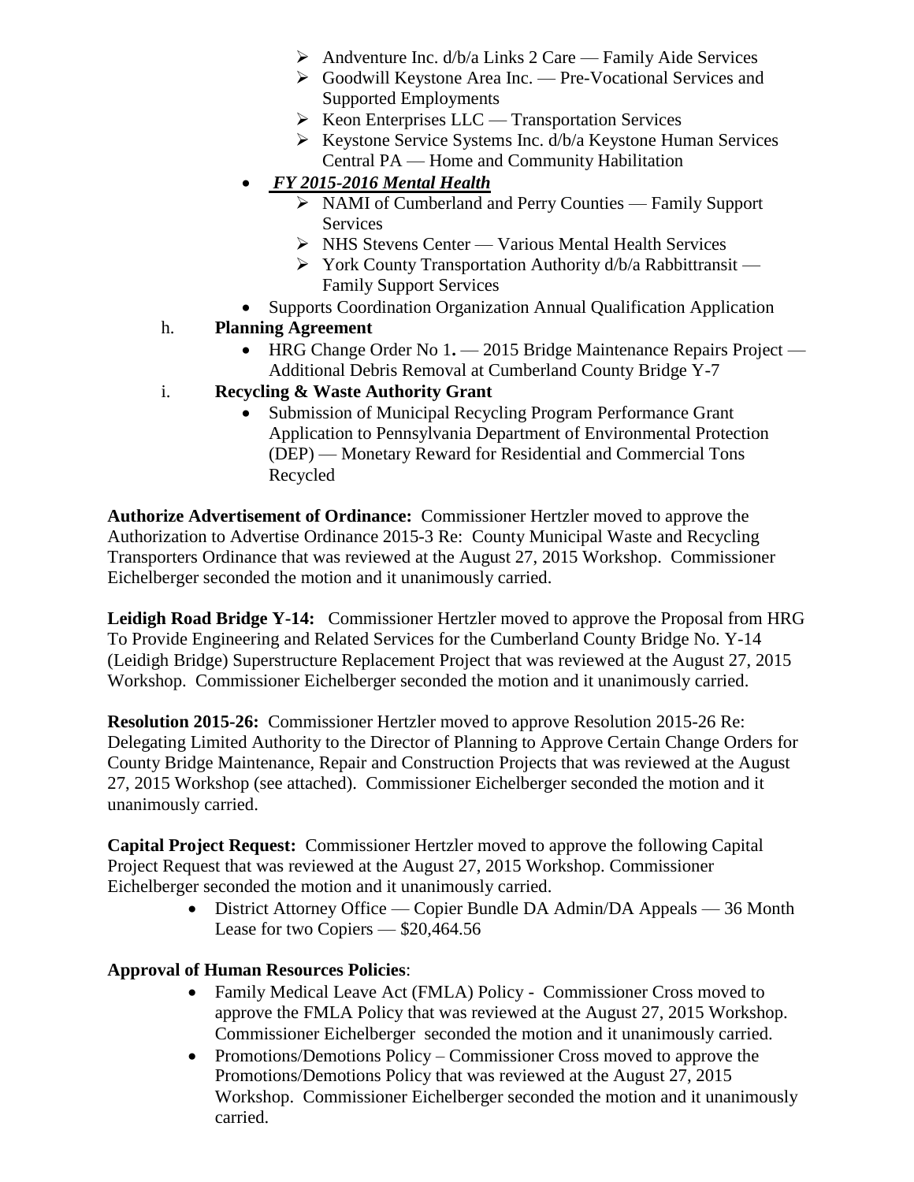- Andventure Inc. d/b/a Links 2 Care — Family Aide Services
    - Goodwill Keystone Area Inc. — Pre-Vocational Services and Supported Employments
    - Keon Enterprises LLC — Transportation Services
    - Keystone Service Systems Inc. d/b/a Keystone Human Services Central PA — Home and Community Habilitation
  - ***FY 2015-2016 Mental Health***
    - NAMI of Cumberland and Perry Counties — Family Support Services
    - NHS Stevens Center — Various Mental Health Services
    - York County Transportation Authority d/b/a Rabbittransit — Family Support Services
  - Supports Coordination Organization Annual Qualification Application

h. **Planning Agreement**

  - HRG Change Order No 1**.** — 2015 Bridge Maintenance Repairs Project — Additional Debris Removal at Cumberland County Bridge Y-7

i. **Recycling & Waste Authority Grant**

  - Submission of Municipal Recycling Program Performance Grant Application to Pennsylvania Department of Environmental Protection (DEP) — Monetary Reward for Residential and Commercial Tons Recycled

**Authorize Advertisement of Ordinance:** Commissioner Hertzler moved to approve the Authorization to Advertise Ordinance 2015-3 Re: County Municipal Waste and Recycling Transporters Ordinance that was reviewed at the August 27, 2015 Workshop. Commissioner Eichelberger seconded the motion and it unanimously carried.

**Leidigh Road Bridge Y-14:** Commissioner Hertzler moved to approve the Proposal from HRG To Provide Engineering and Related Services for the Cumberland County Bridge No. Y-14 (Leidigh Bridge) Superstructure Replacement Project that was reviewed at the August 27, 2015 Workshop. Commissioner Eichelberger seconded the motion and it unanimously carried.

**Resolution 2015-26:** Commissioner Hertzler moved to approve Resolution 2015-26 Re: Delegating Limited Authority to the Director of Planning to Approve Certain Change Orders for County Bridge Maintenance, Repair and Construction Projects that was reviewed at the August 27, 2015 Workshop (see attached). Commissioner Eichelberger seconded the motion and it unanimously carried.

**Capital Project Request:** Commissioner Hertzler moved to approve the following Capital Project Request that was reviewed at the August 27, 2015 Workshop. Commissioner Eichelberger seconded the motion and it unanimously carried.

- District Attorney Office — Copier Bundle DA Admin/DA Appeals — 36 Month Lease for two Copiers — $20,464.56

**Approval of Human Resources Policies**:

- Family Medical Leave Act (FMLA) Policy - Commissioner Cross moved to approve the FMLA Policy that was reviewed at the August 27, 2015 Workshop. Commissioner Eichelberger seconded the motion and it unanimously carried.
- Promotions/Demotions Policy – Commissioner Cross moved to approve the Promotions/Demotions Policy that was reviewed at the August 27, 2015 Workshop. Commissioner Eichelberger seconded the motion and it unanimously carried.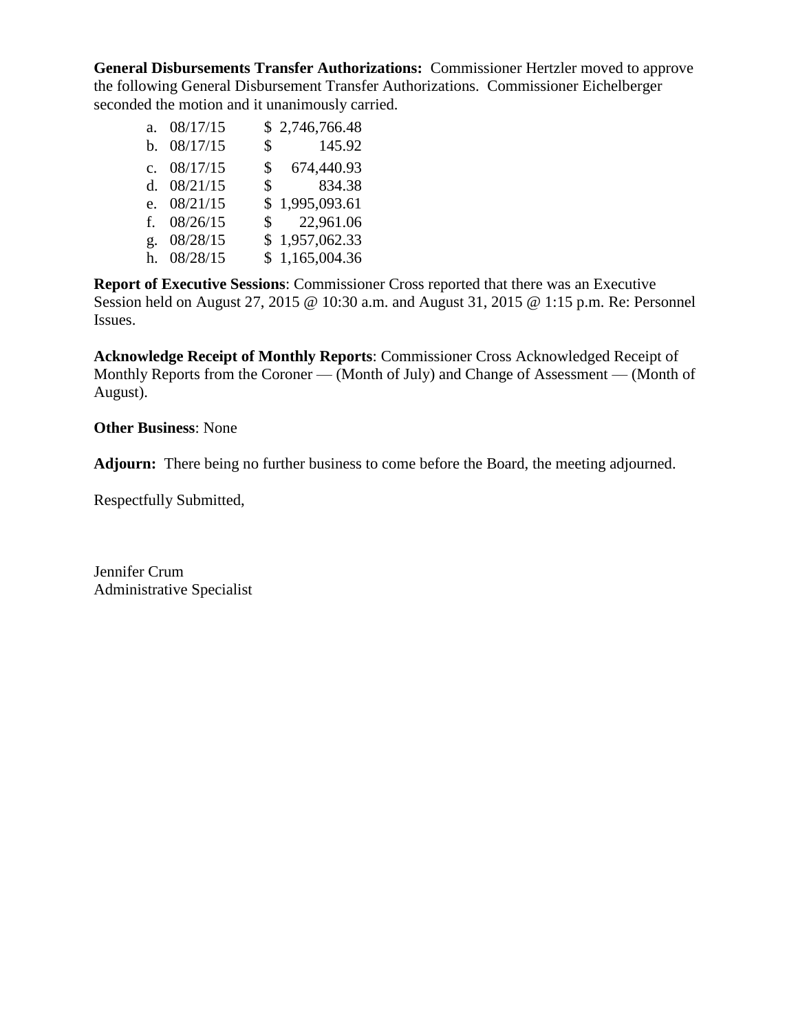**General Disbursements Transfer Authorizations:** Commissioner Hertzler moved to approve the following General Disbursement Transfer Authorizations. Commissioner Eichelberger seconded the motion and it unanimously carried.

| | | |
|---|---|---|
| a. | 08/17/15 | $ 2,746,766.48 |
| b. | 08/17/15 | $ 145.92 |
| c. | 08/17/15 | $ 674,440.93 |
| d. | 08/21/15 | $ 834.38 |
| e. | 08/21/15 | $ 1,995,093.61 |
| f. | 08/26/15 | $ 22,961.06 |
| g. | 08/28/15 | $ 1,957,062.33 |
| h. | 08/28/15 | $ 1,165,004.36 |

**Report of Executive Sessions**: Commissioner Cross reported that there was an Executive Session held on August 27, 2015 @ 10:30 a.m. and August 31, 2015 @ 1:15 p.m. Re: Personnel Issues.

**Acknowledge Receipt of Monthly Reports**: Commissioner Cross Acknowledged Receipt of Monthly Reports from the Coroner — (Month of July) and Change of Assessment — (Month of August).

**Other Business**: None

**Adjourn:** There being no further business to come before the Board, the meeting adjourned.

Respectfully Submitted,

Jennifer Crum
Administrative Specialist